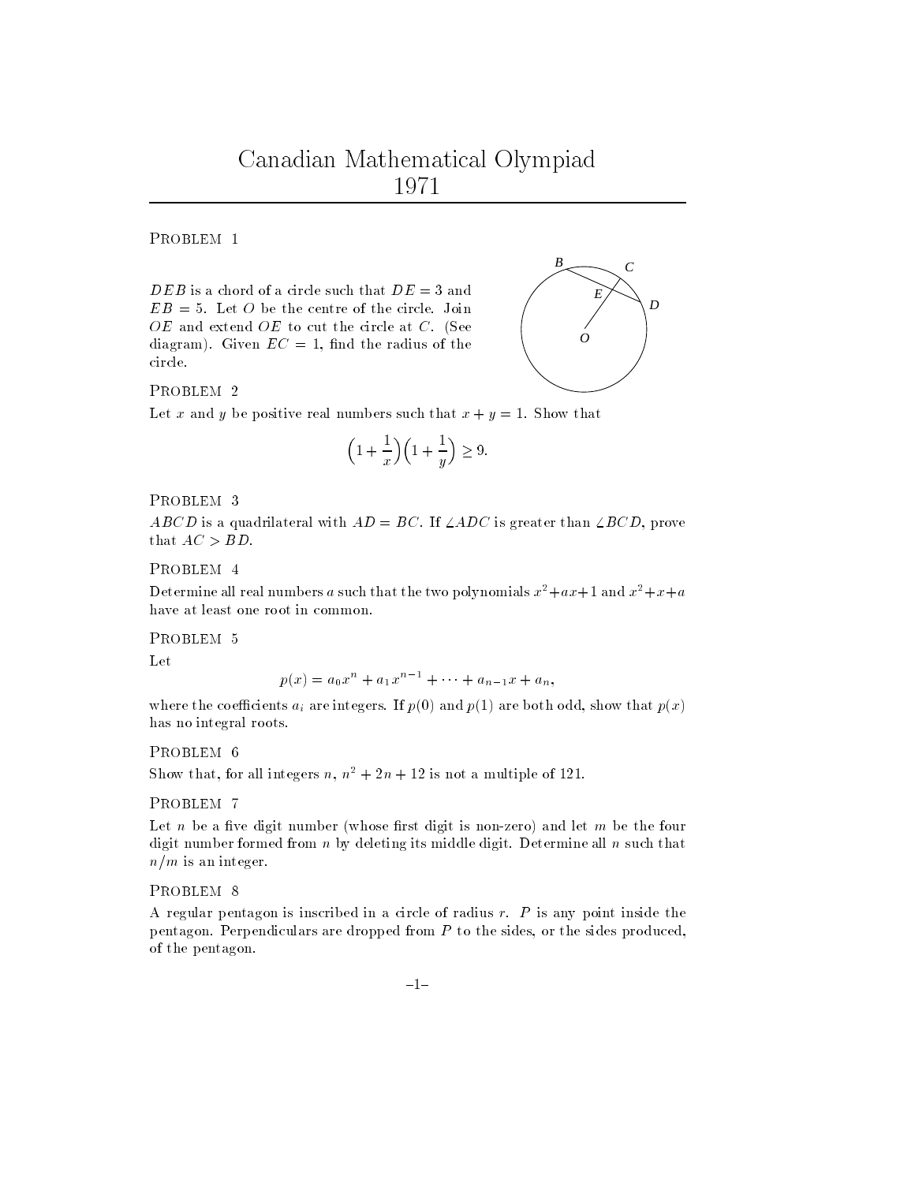# Canadian Mathematical Olympiad 1971

### Problem 1

$DEB$ is a chord of a circle such that $DE = 3$ and $EB = 5$. Let $O$ be the centre of the circle. Join $OE$ and extend $OE$ to cut the circle at $C$. (See diagram). Given $EC = 1$, find the radius of the circle.

### Problem 2

Let $x$ and $y$ be positive real numbers such that $x + y = 1$. Show that

$$\left(1 + \frac{1}{x}\right)\left(1 + \frac{1}{y}\right) \geq 9.$$

### Problem 3

$ABCD$ is a quadrilateral with $AD = BC$. If $\angle ADC$ is greater than $\angle BCD$, prove that $AC > BD$.

### Problem 4

Determine all real numbers $a$ such that the two polynomials $x^2 + ax + 1$ and $x^2 + x + a$ have at least one root in common.

### Problem 5

Let

$$p(x) = a_0 x^n + a_1 x^{n-1} + \cdots + a_{n-1} x + a_n,$$

where the coefficients $a_i$ are integers. If $p(0)$ and $p(1)$ are both odd, show that $p(x)$ has no integral roots.

### Problem 6

Show that, for all integers $n$, $n^2 + 2n + 12$ is not a multiple of 121.

### Problem 7

Let $n$ be a five digit number (whose first digit is non-zero) and let $m$ be the four digit number formed from $n$ by deleting its middle digit. Determine all $n$ such that $n/m$ is an integer.

### Problem 8

A regular pentagon is inscribed in a circle of radius $r$. $P$ is any point inside the pentagon. Perpendiculars are dropped from $P$ to the sides, or the sides produced, of the pentagon.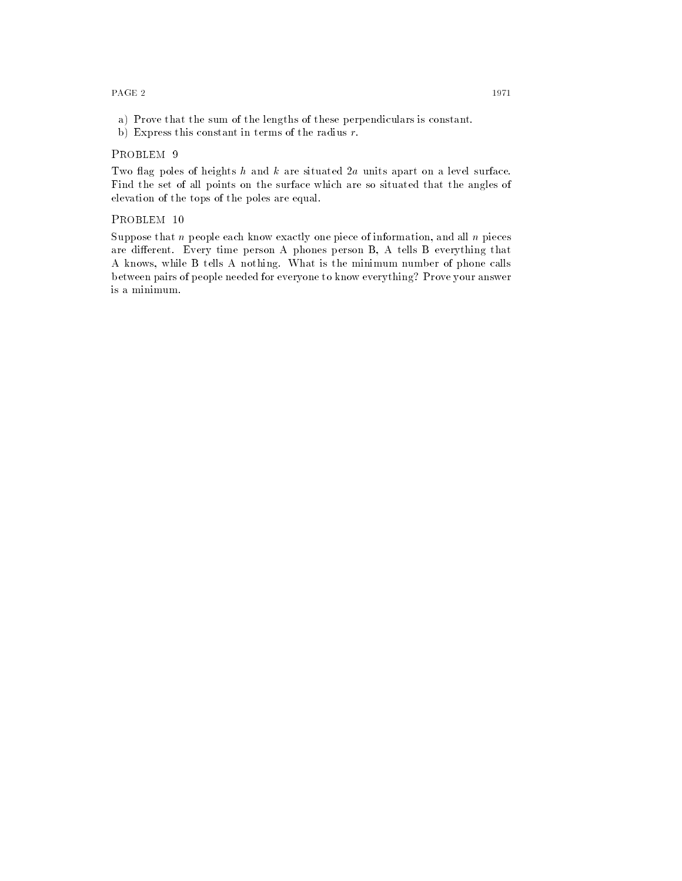a) Prove that the sum of the lengths of these perpendiculars is constant.

b) Express this constant in terms of the radius $r$.

## Problem 9

Two flag poles of heights $h$ and $k$ are situated $2a$ units apart on a level surface. Find the set of all points on the surface which are so situated that the angles of elevation of the tops of the poles are equal.

## Problem 10

Suppose that $n$ people each know exactly one piece of information, and all $n$ pieces are different. Every time person A phones person B, A tells B everything that A knows, while B tells A nothing. What is the minimum number of phone calls between pairs of people needed for everyone to know everything? Prove your answer is a minimum.